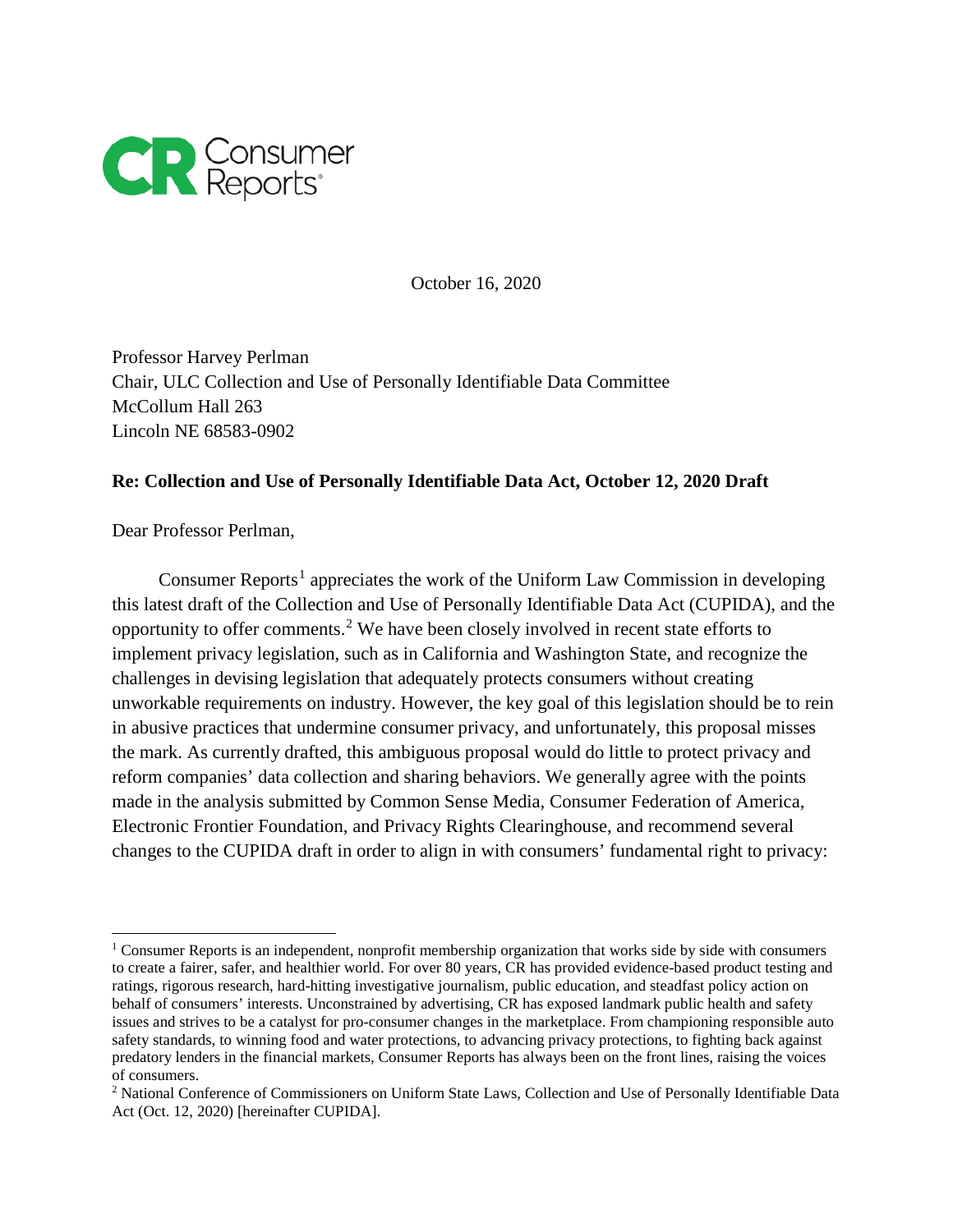October 16, 2020

Professor Harvey Perlman
Chair, ULC Collection and Use of Personally Identifiable Data Committee
McCollum Hall 263
Lincoln NE 68583-0902

**Re: Collection and Use of Personally Identifiable Data Act, October 12, 2020 Draft**

Dear Professor Perlman,

Consumer Reports[1] appreciates the work of the Uniform Law Commission in developing this latest draft of the Collection and Use of Personally Identifiable Data Act (CUPIDA), and the opportunity to offer comments.[2] We have been closely involved in recent state efforts to implement privacy legislation, such as in California and Washington State, and recognize the challenges in devising legislation that adequately protects consumers without creating unworkable requirements on industry. However, the key goal of this legislation should be to rein in abusive practices that undermine consumer privacy, and unfortunately, this proposal misses the mark. As currently drafted, this ambiguous proposal would do little to protect privacy and reform companies' data collection and sharing behaviors. We generally agree with the points made in the analysis submitted by Common Sense Media, Consumer Federation of America, Electronic Frontier Foundation, and Privacy Rights Clearinghouse, and recommend several changes to the CUPIDA draft in order to align in with consumers' fundamental right to privacy:

---

[1] Consumer Reports is an independent, nonprofit membership organization that works side by side with consumers to create a fairer, safer, and healthier world. For over 80 years, CR has provided evidence-based product testing and ratings, rigorous research, hard-hitting investigative journalism, public education, and steadfast policy action on behalf of consumers' interests. Unconstrained by advertising, CR has exposed landmark public health and safety issues and strives to be a catalyst for pro-consumer changes in the marketplace. From championing responsible auto safety standards, to winning food and water protections, to advancing privacy protections, to fighting back against predatory lenders in the financial markets, Consumer Reports has always been on the front lines, raising the voices of consumers.

[2] National Conference of Commissioners on Uniform State Laws, Collection and Use of Personally Identifiable Data Act (Oct. 12, 2020) [hereinafter CUPIDA].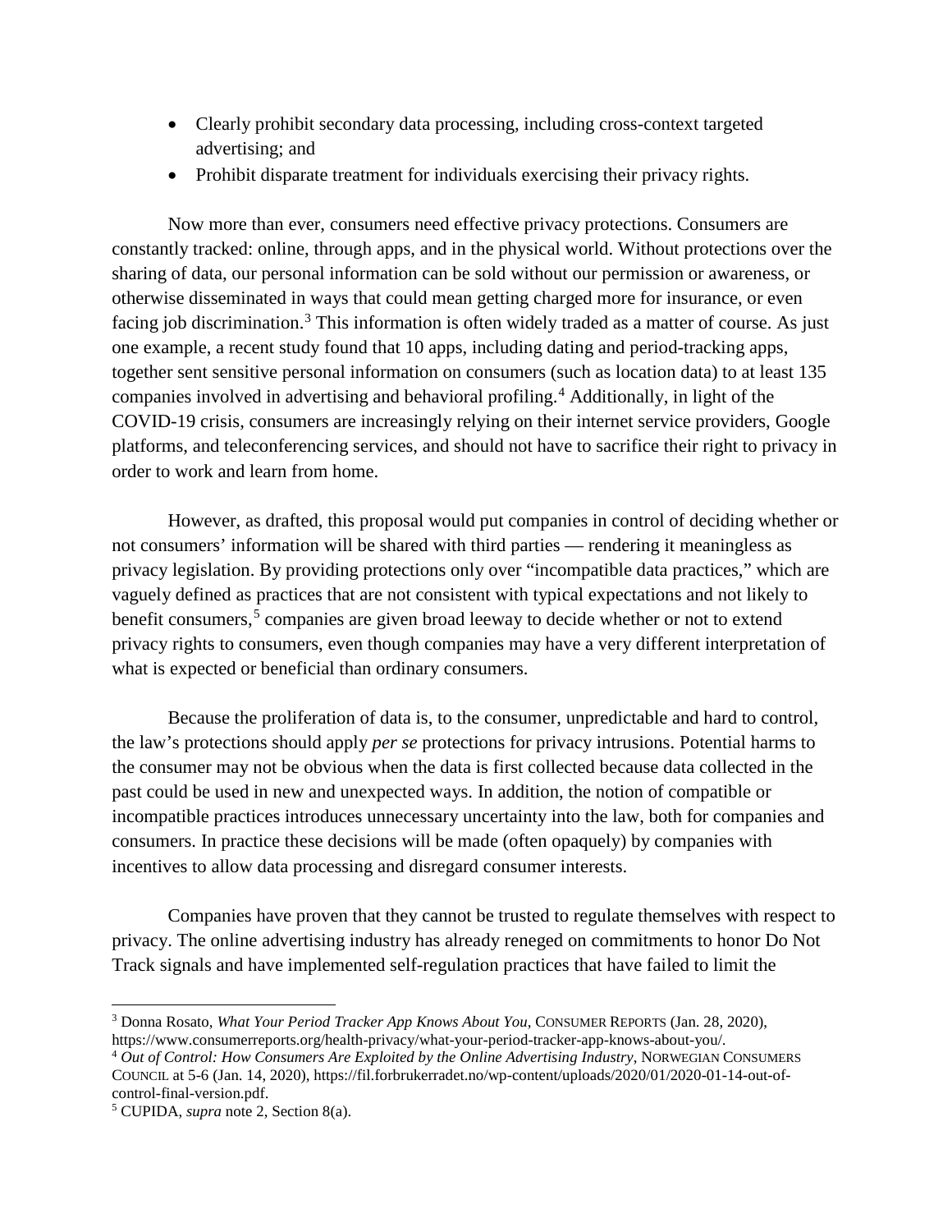- Clearly prohibit secondary data processing, including cross-context targeted advertising; and
- Prohibit disparate treatment for individuals exercising their privacy rights.

Now more than ever, consumers need effective privacy protections. Consumers are constantly tracked: online, through apps, and in the physical world. Without protections over the sharing of data, our personal information can be sold without our permission or awareness, or otherwise disseminated in ways that could mean getting charged more for insurance, or even facing job discrimination.[3] This information is often widely traded as a matter of course. As just one example, a recent study found that 10 apps, including dating and period-tracking apps, together sent sensitive personal information on consumers (such as location data) to at least 135 companies involved in advertising and behavioral profiling.[4] Additionally, in light of the COVID-19 crisis, consumers are increasingly relying on their internet service providers, Google platforms, and teleconferencing services, and should not have to sacrifice their right to privacy in order to work and learn from home.

However, as drafted, this proposal would put companies in control of deciding whether or not consumers' information will be shared with third parties — rendering it meaningless as privacy legislation. By providing protections only over "incompatible data practices," which are vaguely defined as practices that are not consistent with typical expectations and not likely to benefit consumers,[5] companies are given broad leeway to decide whether or not to extend privacy rights to consumers, even though companies may have a very different interpretation of what is expected or beneficial than ordinary consumers.

Because the proliferation of data is, to the consumer, unpredictable and hard to control, the law's protections should apply *per se* protections for privacy intrusions. Potential harms to the consumer may not be obvious when the data is first collected because data collected in the past could be used in new and unexpected ways. In addition, the notion of compatible or incompatible practices introduces unnecessary uncertainty into the law, both for companies and consumers. In practice these decisions will be made (often opaquely) by companies with incentives to allow data processing and disregard consumer interests.

Companies have proven that they cannot be trusted to regulate themselves with respect to privacy. The online advertising industry has already reneged on commitments to honor Do Not Track signals and have implemented self-regulation practices that have failed to limit the

---

[3] Donna Rosato, *What Your Period Tracker App Knows About You*, CONSUMER REPORTS (Jan. 28, 2020), https://www.consumerreports.org/health-privacy/what-your-period-tracker-app-knows-about-you/.

[4] *Out of Control: How Consumers Are Exploited by the Online Advertising Industry*, NORWEGIAN CONSUMERS COUNCIL at 5-6 (Jan. 14, 2020), https://fil.forbrukerradet.no/wp-content/uploads/2020/01/2020-01-14-out-of-control-final-version.pdf.

[5] CUPIDA, *supra* note 2, Section 8(a).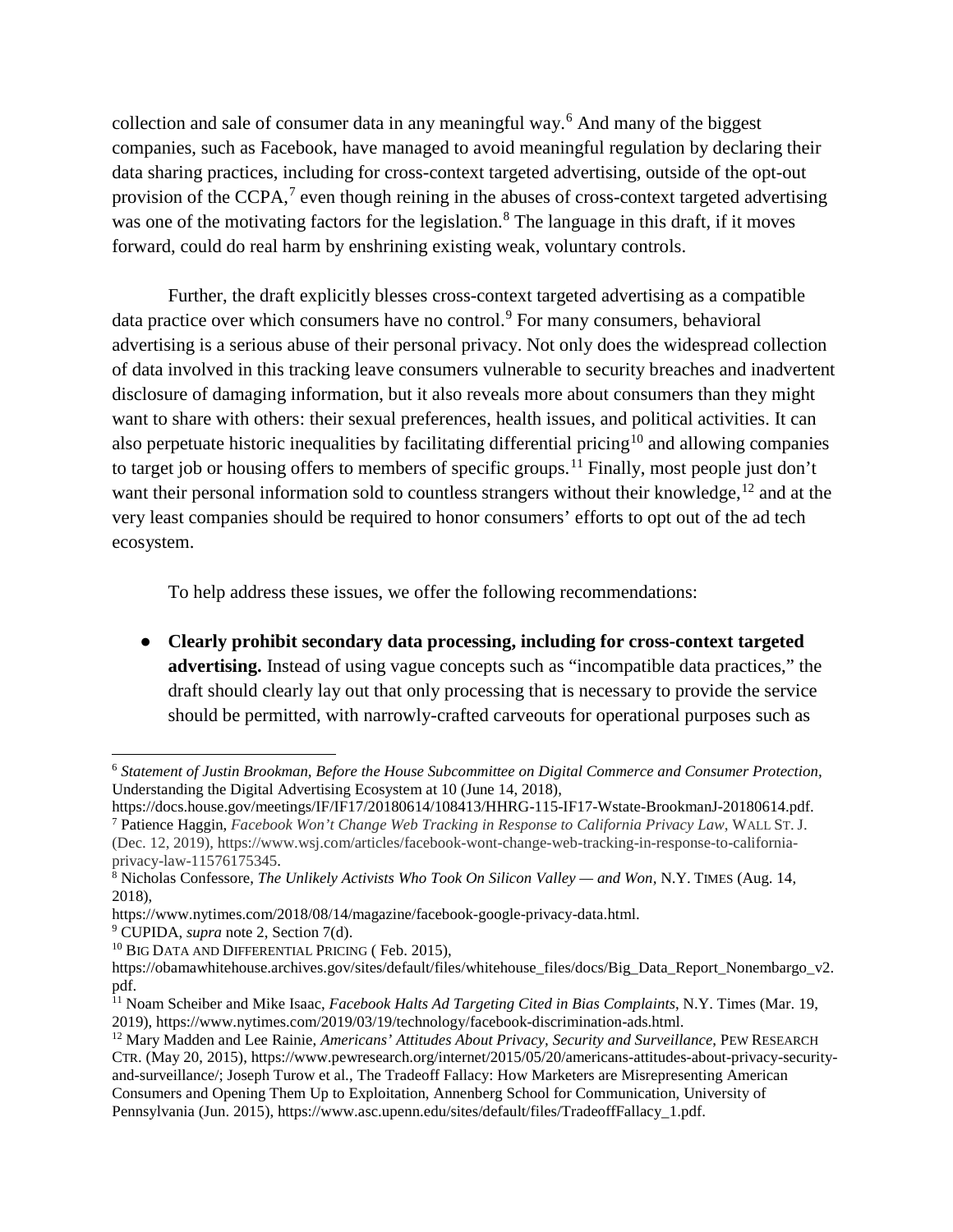collection and sale of consumer data in any meaningful way.[6] And many of the biggest companies, such as Facebook, have managed to avoid meaningful regulation by declaring their data sharing practices, including for cross-context targeted advertising, outside of the opt-out provision of the CCPA,[7] even though reining in the abuses of cross-context targeted advertising was one of the motivating factors for the legislation.[8] The language in this draft, if it moves forward, could do real harm by enshrining existing weak, voluntary controls.

Further, the draft explicitly blesses cross-context targeted advertising as a compatible data practice over which consumers have no control.[9] For many consumers, behavioral advertising is a serious abuse of their personal privacy. Not only does the widespread collection of data involved in this tracking leave consumers vulnerable to security breaches and inadvertent disclosure of damaging information, but it also reveals more about consumers than they might want to share with others: their sexual preferences, health issues, and political activities. It can also perpetuate historic inequalities by facilitating differential pricing[10] and allowing companies to target job or housing offers to members of specific groups.[11] Finally, most people just don't want their personal information sold to countless strangers without their knowledge,[12] and at the very least companies should be required to honor consumers' efforts to opt out of the ad tech ecosystem.

To help address these issues, we offer the following recommendations:

- **Clearly prohibit secondary data processing, including for cross-context targeted advertising.** Instead of using vague concepts such as "incompatible data practices," the draft should clearly lay out that only processing that is necessary to provide the service should be permitted, with narrowly-crafted carveouts for operational purposes such as

---

[6] *Statement of Justin Brookman, Before the House Subcommittee on Digital Commerce and Consumer Protection,* Understanding the Digital Advertising Ecosystem at 10 (June 14, 2018), https://docs.house.gov/meetings/IF/IF17/20180614/108413/HHRG-115-IF17-Wstate-BrookmanJ-20180614.pdf.

[7] Patience Haggin, *Facebook Won't Change Web Tracking in Response to California Privacy Law*, WALL ST. J. (Dec. 12, 2019), https://www.wsj.com/articles/facebook-wont-change-web-tracking-in-response-to-california-privacy-law-11576175345.

[8] Nicholas Confessore, *The Unlikely Activists Who Took On Silicon Valley — and Won*, N.Y. TIMES (Aug. 14, 2018), https://www.nytimes.com/2018/08/14/magazine/facebook-google-privacy-data.html.

[9] CUPIDA, *supra* note 2, Section 7(d).

[10] BIG DATA AND DIFFERENTIAL PRICING ( Feb. 2015), https://obamawhitehouse.archives.gov/sites/default/files/whitehouse_files/docs/Big_Data_Report_Nonembargo_v2.pdf.

[11] Noam Scheiber and Mike Isaac, *Facebook Halts Ad Targeting Cited in Bias Complaints*, N.Y. Times (Mar. 19, 2019), https://www.nytimes.com/2019/03/19/technology/facebook-discrimination-ads.html.

[12] Mary Madden and Lee Rainie, *Americans' Attitudes About Privacy, Security and Surveillance*, PEW RESEARCH CTR. (May 20, 2015), https://www.pewresearch.org/internet/2015/05/20/americans-attitudes-about-privacy-security-and-surveillance/; Joseph Turow et al., The Tradeoff Fallacy: How Marketers are Misrepresenting American Consumers and Opening Them Up to Exploitation, Annenberg School for Communication, University of Pennsylvania (Jun. 2015), https://www.asc.upenn.edu/sites/default/files/TradeoffFallacy_1.pdf.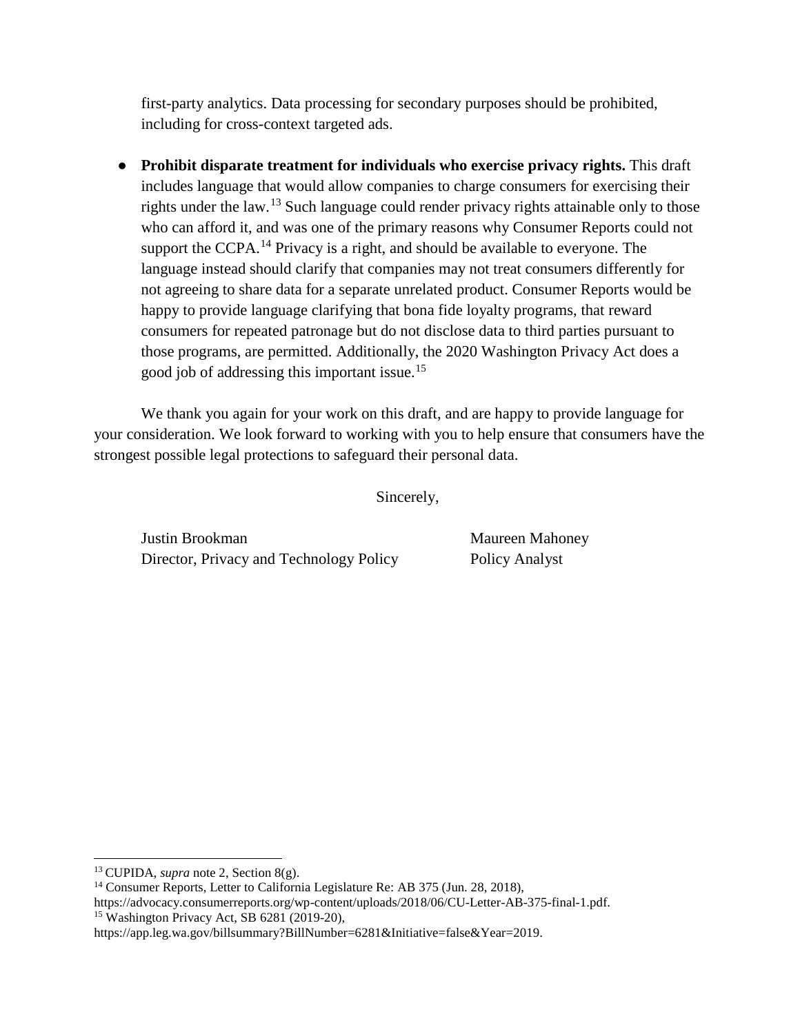first-party analytics. Data processing for secondary purposes should be prohibited, including for cross-context targeted ads.

- **Prohibit disparate treatment for individuals who exercise privacy rights.** This draft includes language that would allow companies to charge consumers for exercising their rights under the law.[13] Such language could render privacy rights attainable only to those who can afford it, and was one of the primary reasons why Consumer Reports could not support the CCPA.[14] Privacy is a right, and should be available to everyone. The language instead should clarify that companies may not treat consumers differently for not agreeing to share data for a separate unrelated product. Consumer Reports would be happy to provide language clarifying that bona fide loyalty programs, that reward consumers for repeated patronage but do not disclose data to third parties pursuant to those programs, are permitted. Additionally, the 2020 Washington Privacy Act does a good job of addressing this important issue.[15]

We thank you again for your work on this draft, and are happy to provide language for your consideration. We look forward to working with you to help ensure that consumers have the strongest possible legal protections to safeguard their personal data.

Sincerely,

Justin Brookman
Director, Privacy and Technology Policy

Maureen Mahoney
Policy Analyst

---

[13] CUPIDA, *supra* note 2, Section 8(g).

[14] Consumer Reports, Letter to California Legislature Re: AB 375 (Jun. 28, 2018), https://advocacy.consumerreports.org/wp-content/uploads/2018/06/CU-Letter-AB-375-final-1.pdf.

[15] Washington Privacy Act, SB 6281 (2019-20), https://app.leg.wa.gov/billsummary?BillNumber=6281&Initiative=false&Year=2019.